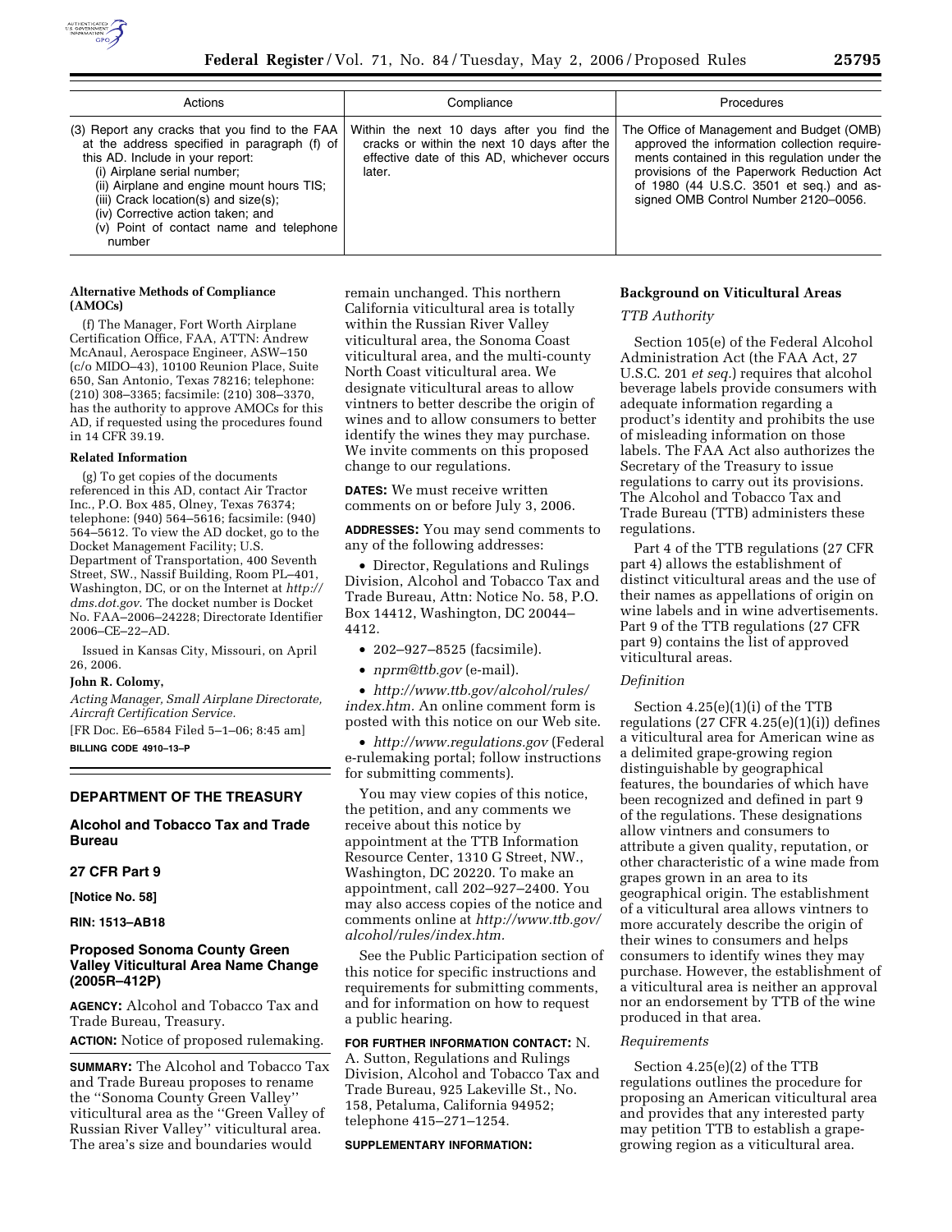| Actions | Compliance | Procedures |
|---|---|---|
| (3) Report any cracks that you find to the FAA at the address specified in paragraph (f) of this AD. Include in your report: (i) Airplane serial number; (ii) Airplane and engine mount hours TIS; (iii) Crack location(s) and size(s); (iv) Corrective action taken; and (v) Point of contact name and telephone number | Within the next 10 days after you find the cracks or within the next 10 days after the effective date of this AD, whichever occurs later. | The Office of Management and Budget (OMB) approved the information collection requirements contained in this regulation under the provisions of the Paperwork Reduction Act of 1980 (44 U.S.C. 3501 et seq.) and assigned OMB Control Number 2120–0056. |

**Alternative Methods of Compliance (AMOCs)**

(f) The Manager, Fort Worth Airplane Certification Office, FAA, ATTN: Andrew McAnaul, Aerospace Engineer, ASW–150 (c/o MIDO–43), 10100 Reunion Place, Suite 650, San Antonio, Texas 78216; telephone: (210) 308–3365; facsimile: (210) 308–3370, has the authority to approve AMOCs for this AD, if requested using the procedures found in 14 CFR 39.19.

**Related Information**

(g) To get copies of the documents referenced in this AD, contact Air Tractor Inc., P.O. Box 485, Olney, Texas 76374; telephone: (940) 564–5616; facsimile: (940) 564–5612. To view the AD docket, go to the Docket Management Facility; U.S. Department of Transportation, 400 Seventh Street, SW., Nassif Building, Room PL–401, Washington, DC, or on the Internet at *http://dms.dot.gov*. The docket number is Docket No. FAA–2006–24228; Directorate Identifier 2006–CE–22–AD.

Issued in Kansas City, Missouri, on April 26, 2006.

**John R. Colomy,**

*Acting Manager, Small Airplane Directorate, Aircraft Certification Service.*

[FR Doc. E6–6584 Filed 5–1–06; 8:45 am]

**BILLING CODE 4910–13–P**

## DEPARTMENT OF THE TREASURY

## Alcohol and Tobacco Tax and Trade Bureau

## 27 CFR Part 9

**[Notice No. 58]**

**RIN: 1513–AB18**

## Proposed Sonoma County Green Valley Viticultural Area Name Change (2005R–412P)

**AGENCY:** Alcohol and Tobacco Tax and Trade Bureau, Treasury.

**ACTION:** Notice of proposed rulemaking.

**SUMMARY:** The Alcohol and Tobacco Tax and Trade Bureau proposes to rename the ''Sonoma County Green Valley'' viticultural area as the ''Green Valley of Russian River Valley'' viticultural area. The area's size and boundaries would remain unchanged. This northern California viticultural area is totally within the Russian River Valley viticultural area, the Sonoma Coast viticultural area, and the multi-county North Coast viticultural area. We designate viticultural areas to allow vintners to better describe the origin of wines and to allow consumers to better identify the wines they may purchase. We invite comments on this proposed change to our regulations.

**DATES:** We must receive written comments on or before July 3, 2006.

**ADDRESSES:** You may send comments to any of the following addresses:

- Director, Regulations and Rulings Division, Alcohol and Tobacco Tax and Trade Bureau, Attn: Notice No. 58, P.O. Box 14412, Washington, DC 20044–4412.
- 202–927–8525 (facsimile).
- *nprm@ttb.gov* (e-mail).
- *http://www.ttb.gov/alcohol/rules/index.htm*. An online comment form is posted with this notice on our Web site.
- *http://www.regulations.gov* (Federal e-rulemaking portal; follow instructions for submitting comments).

You may view copies of this notice, the petition, and any comments we receive about this notice by appointment at the TTB Information Resource Center, 1310 G Street, NW., Washington, DC 20220. To make an appointment, call 202–927–2400. You may also access copies of the notice and comments online at *http://www.ttb.gov/alcohol/rules/index.htm*.

See the Public Participation section of this notice for specific instructions and requirements for submitting comments, and for information on how to request a public hearing.

**FOR FURTHER INFORMATION CONTACT:** N. A. Sutton, Regulations and Rulings Division, Alcohol and Tobacco Tax and Trade Bureau, 925 Lakeville St., No. 158, Petaluma, California 94952; telephone 415–271–1254.

**SUPPLEMENTARY INFORMATION:**

### Background on Viticultural Areas

*TTB Authority*

Section 105(e) of the Federal Alcohol Administration Act (the FAA Act, 27 U.S.C. 201 *et seq.*) requires that alcohol beverage labels provide consumers with adequate information regarding a product's identity and prohibits the use of misleading information on those labels. The FAA Act also authorizes the Secretary of the Treasury to issue regulations to carry out its provisions. The Alcohol and Tobacco Tax and Trade Bureau (TTB) administers these regulations.

Part 4 of the TTB regulations (27 CFR part 4) allows the establishment of distinct viticultural areas and the use of their names as appellations of origin on wine labels and in wine advertisements. Part 9 of the TTB regulations (27 CFR part 9) contains the list of approved viticultural areas.

*Definition*

Section 4.25(e)(1)(i) of the TTB regulations (27 CFR 4.25(e)(1)(i)) defines a viticultural area for American wine as a delimited grape-growing region distinguishable by geographical features, the boundaries of which have been recognized and defined in part 9 of the regulations. These designations allow vintners and consumers to attribute a given quality, reputation, or other characteristic of a wine made from grapes grown in an area to its geographical origin. The establishment of a viticultural area allows vintners to more accurately describe the origin of their wines to consumers and helps consumers to identify wines they may purchase. However, the establishment of a viticultural area is neither an approval nor an endorsement by TTB of the wine produced in that area.

*Requirements*

Section 4.25(e)(2) of the TTB regulations outlines the procedure for proposing an American viticultural area and provides that any interested party may petition TTB to establish a grape-growing region as a viticultural area.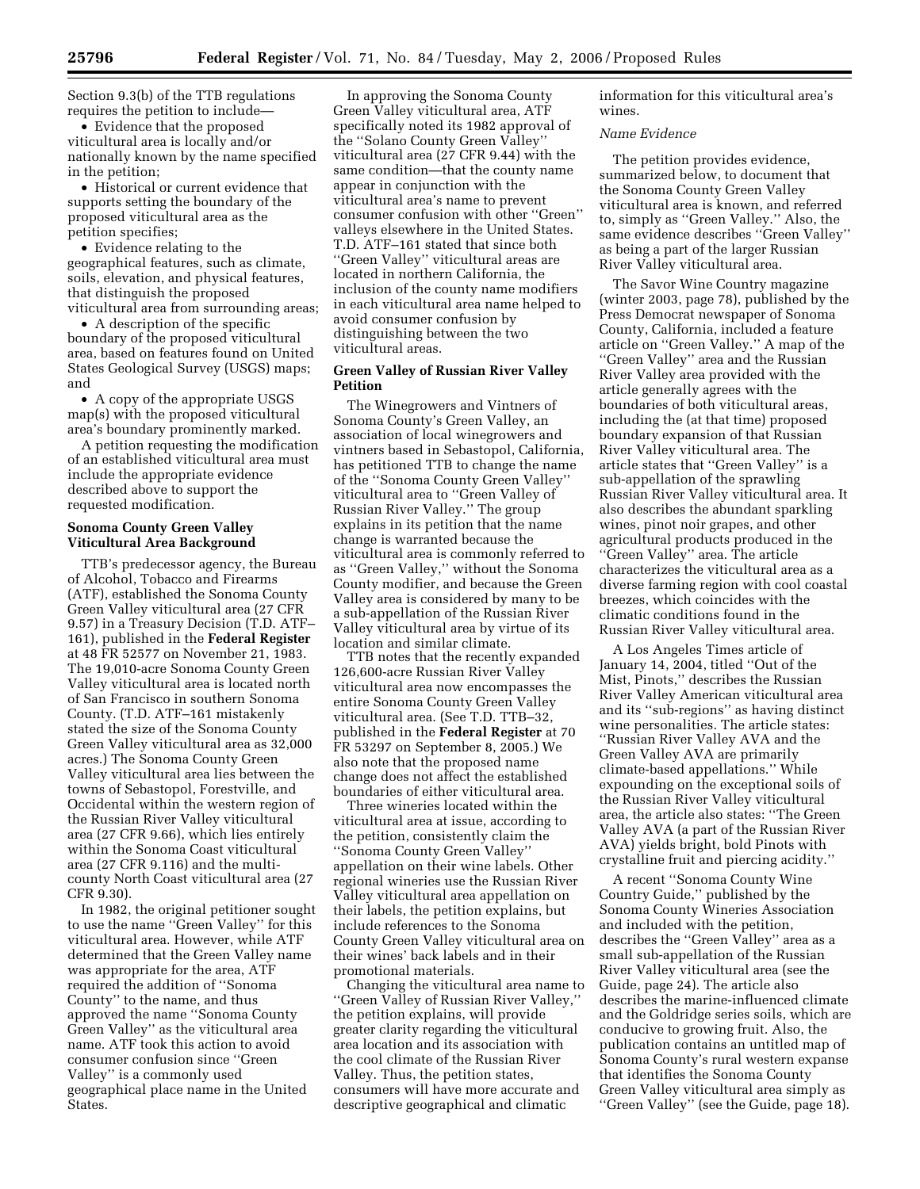Section 9.3(b) of the TTB regulations requires the petition to include—

- Evidence that the proposed viticultural area is locally and/or nationally known by the name specified in the petition;
- Historical or current evidence that supports setting the boundary of the proposed viticultural area as the petition specifies;
- Evidence relating to the geographical features, such as climate, soils, elevation, and physical features, that distinguish the proposed viticultural area from surrounding areas;
- A description of the specific boundary of the proposed viticultural area, based on features found on United States Geological Survey (USGS) maps; and
- A copy of the appropriate USGS map(s) with the proposed viticultural area's boundary prominently marked.

A petition requesting the modification of an established viticultural area must include the appropriate evidence described above to support the requested modification.

**Sonoma County Green Valley Viticultural Area Background**

TTB's predecessor agency, the Bureau of Alcohol, Tobacco and Firearms (ATF), established the Sonoma County Green Valley viticultural area (27 CFR 9.57) in a Treasury Decision (T.D. ATF–161), published in the **Federal Register** at 48 FR 52577 on November 21, 1983. The 19,010-acre Sonoma County Green Valley viticultural area is located north of San Francisco in southern Sonoma County. (T.D. ATF–161 mistakenly stated the size of the Sonoma County Green Valley viticultural area as 32,000 acres.) The Sonoma County Green Valley viticultural area lies between the towns of Sebastopol, Forestville, and Occidental within the western region of the Russian River Valley viticultural area (27 CFR 9.66), which lies entirely within the Sonoma Coast viticultural area (27 CFR 9.116) and the multi-county North Coast viticultural area (27 CFR 9.30).

In 1982, the original petitioner sought to use the name ''Green Valley'' for this viticultural area. However, while ATF determined that the Green Valley name was appropriate for the area, ATF required the addition of ''Sonoma County'' to the name, and thus approved the name ''Sonoma County Green Valley'' as the viticultural area name. ATF took this action to avoid consumer confusion since ''Green Valley'' is a commonly used geographical place name in the United States.

In approving the Sonoma County Green Valley viticultural area, ATF specifically noted its 1982 approval of the ''Solano County Green Valley'' viticultural area (27 CFR 9.44) with the same condition—that the county name appear in conjunction with the viticultural area's name to prevent consumer confusion with other ''Green'' valleys elsewhere in the United States. T.D. ATF–161 stated that since both ''Green Valley'' viticultural areas are located in northern California, the inclusion of the county name modifiers in each viticultural area name helped to avoid consumer confusion by distinguishing between the two viticultural areas.

**Green Valley of Russian River Valley Petition**

The Winegrowers and Vintners of Sonoma County's Green Valley, an association of local winegrowers and vintners based in Sebastopol, California, has petitioned TTB to change the name of the ''Sonoma County Green Valley'' viticultural area to ''Green Valley of Russian River Valley.'' The group explains in its petition that the name change is warranted because the viticultural area is commonly referred to as ''Green Valley,'' without the Sonoma County modifier, and because the Green Valley area is considered by many to be a sub-appellation of the Russian River Valley viticultural area by virtue of its location and similar climate.

TTB notes that the recently expanded 126,600-acre Russian River Valley viticultural area now encompasses the entire Sonoma County Green Valley viticultural area. (See T.D. TTB–32, published in the **Federal Register** at 70 FR 53297 on September 8, 2005.) We also note that the proposed name change does not affect the established boundaries of either viticultural area.

Three wineries located within the viticultural area at issue, according to the petition, consistently claim the ''Sonoma County Green Valley'' appellation on their wine labels. Other regional wineries use the Russian River Valley viticultural area appellation on their labels, the petition explains, but include references to the Sonoma County Green Valley viticultural area on their wines' back labels and in their promotional materials.

Changing the viticultural area name to ''Green Valley of Russian River Valley,'' the petition explains, will provide greater clarity regarding the viticultural area location and its association with the cool climate of the Russian River Valley. Thus, the petition states, consumers will have more accurate and descriptive geographical and climatic information for this viticultural area's wines.

*Name Evidence*

The petition provides evidence, summarized below, to document that the Sonoma County Green Valley viticultural area is known, and referred to, simply as ''Green Valley.'' Also, the same evidence describes ''Green Valley'' as being a part of the larger Russian River Valley viticultural area.

The Savor Wine Country magazine (winter 2003, page 78), published by the Press Democrat newspaper of Sonoma County, California, included a feature article on ''Green Valley.'' A map of the ''Green Valley'' area and the Russian River Valley area provided with the article generally agrees with the boundaries of both viticultural areas, including the (at that time) proposed boundary expansion of that Russian River Valley viticultural area. The article states that ''Green Valley'' is a sub-appellation of the sprawling Russian River Valley viticultural area. It also describes the abundant sparkling wines, pinot noir grapes, and other agricultural products produced in the ''Green Valley'' area. The article characterizes the viticultural area as a diverse farming region with cool coastal breezes, which coincides with the climatic conditions found in the Russian River Valley viticultural area.

A Los Angeles Times article of January 14, 2004, titled ''Out of the Mist, Pinots,'' describes the Russian River Valley American viticultural area and its ''sub-regions'' as having distinct wine personalities. The article states: ''Russian River Valley AVA and the Green Valley AVA are primarily climate-based appellations.'' While expounding on the exceptional soils of the Russian River Valley viticultural area, the article also states: ''The Green Valley AVA (a part of the Russian River AVA) yields bright, bold Pinots with crystalline fruit and piercing acidity.''

A recent ''Sonoma County Wine Country Guide,'' published by the Sonoma County Wineries Association and included with the petition, describes the ''Green Valley'' area as a small sub-appellation of the Russian River Valley viticultural area (see the Guide, page 24). The article also describes the marine-influenced climate and the Goldridge series soils, which are conducive to growing fruit. Also, the publication contains an untitled map of Sonoma County's rural western expanse that identifies the Sonoma County Green Valley viticultural area simply as ''Green Valley'' (see the Guide, page 18).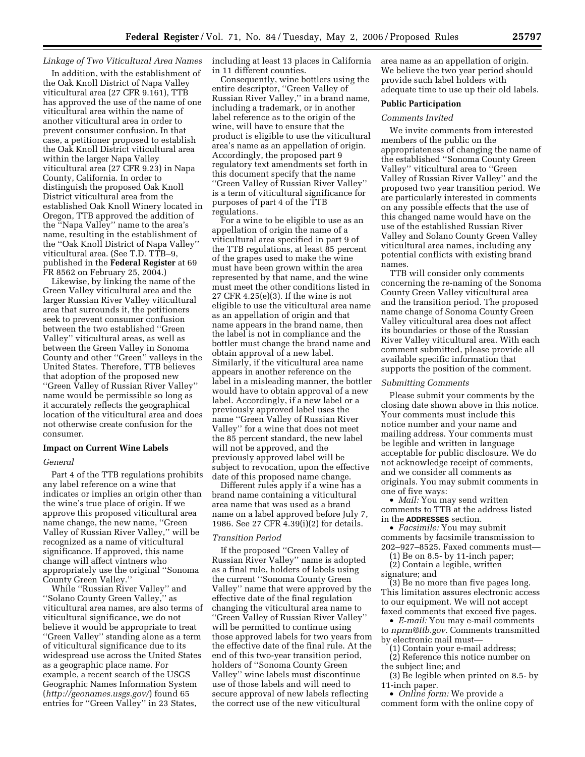*Linkage of Two Viticultural Area Names*

In addition, with the establishment of the Oak Knoll District of Napa Valley viticultural area (27 CFR 9.161), TTB has approved the use of the name of one viticultural area within the name of another viticultural area in order to prevent consumer confusion. In that case, a petitioner proposed to establish the Oak Knoll District viticultural area within the larger Napa Valley viticultural area (27 CFR 9.23) in Napa County, California. In order to distinguish the proposed Oak Knoll District viticultural area from the established Oak Knoll Winery located in Oregon, TTB approved the addition of the ''Napa Valley'' name to the area's name, resulting in the establishment of the ''Oak Knoll District of Napa Valley'' viticultural area. (See T.D. TTB–9, published in the **Federal Register** at 69 FR 8562 on February 25, 2004.)

Likewise, by linking the name of the Green Valley viticultural area and the larger Russian River Valley viticultural area that surrounds it, the petitioners seek to prevent consumer confusion between the two established ''Green Valley'' viticultural areas, as well as between the Green Valley in Sonoma County and other ''Green'' valleys in the United States. Therefore, TTB believes that adoption of the proposed new ''Green Valley of Russian River Valley'' name would be permissible so long as it accurately reflects the geographical location of the viticultural area and does not otherwise create confusion for the consumer.

**Impact on Current Wine Labels**

*General*

Part 4 of the TTB regulations prohibits any label reference on a wine that indicates or implies an origin other than the wine's true place of origin. If we approve this proposed viticultural area name change, the new name, ''Green Valley of Russian River Valley,'' will be recognized as a name of viticultural significance. If approved, this name change will affect vintners who appropriately use the original ''Sonoma County Green Valley.''

While ''Russian River Valley'' and ''Solano County Green Valley,'' as viticultural area names, are also terms of viticultural significance, we do not believe it would be appropriate to treat ''Green Valley'' standing alone as a term of viticultural significance due to its widespread use across the United States as a geographic place name. For example, a recent search of the USGS Geographic Names Information System (*http://geonames.usgs.gov/*) found 65 entries for ''Green Valley'' in 23 States, including at least 13 places in California in 11 different counties.

Consequently, wine bottlers using the entire descriptor, ''Green Valley of Russian River Valley,'' in a brand name, including a trademark, or in another label reference as to the origin of the wine, will have to ensure that the product is eligible to use the viticultural area's name as an appellation of origin. Accordingly, the proposed part 9 regulatory text amendments set forth in this document specify that the name ''Green Valley of Russian River Valley'' is a term of viticultural significance for purposes of part 4 of the TTB regulations.

For a wine to be eligible to use as an appellation of origin the name of a viticultural area specified in part 9 of the TTB regulations, at least 85 percent of the grapes used to make the wine must have been grown within the area represented by that name, and the wine must meet the other conditions listed in 27 CFR 4.25(e)(3). If the wine is not eligible to use the viticultural area name as an appellation of origin and that name appears in the brand name, then the label is not in compliance and the bottler must change the brand name and obtain approval of a new label. Similarly, if the viticultural area name appears in another reference on the label in a misleading manner, the bottler would have to obtain approval of a new label. Accordingly, if a new label or a previously approved label uses the name ''Green Valley of Russian River Valley'' for a wine that does not meet the 85 percent standard, the new label will not be approved, and the previously approved label will be subject to revocation, upon the effective date of this proposed name change.

Different rules apply if a wine has a brand name containing a viticultural area name that was used as a brand name on a label approved before July 7, 1986. See 27 CFR 4.39(i)(2) for details.

*Transition Period*

If the proposed ''Green Valley of Russian River Valley'' name is adopted as a final rule, holders of labels using the current ''Sonoma County Green Valley'' name that were approved by the effective date of the final regulation changing the viticultural area name to ''Green Valley of Russian River Valley'' will be permitted to continue using those approved labels for two years from the effective date of the final rule. At the end of this two-year transition period, holders of ''Sonoma County Green Valley'' wine labels must discontinue use of those labels and will need to secure approval of new labels reflecting the correct use of the new viticultural area name as an appellation of origin. We believe the two year period should provide such label holders with adequate time to use up their old labels.

**Public Participation**

*Comments Invited*

We invite comments from interested members of the public on the appropriateness of changing the name of the established ''Sonoma County Green Valley'' viticultural area to ''Green Valley of Russian River Valley'' and the proposed two year transition period. We are particularly interested in comments on any possible effects that the use of this changed name would have on the use of the established Russian River Valley and Solano County Green Valley viticultural area names, including any potential conflicts with existing brand names.

TTB will consider only comments concerning the re-naming of the Sonoma County Green Valley viticultural area and the transition period. The proposed name change of Sonoma County Green Valley viticultural area does not affect its boundaries or those of the Russian River Valley viticultural area. With each comment submitted, please provide all available specific information that supports the position of the comment.

*Submitting Comments*

Please submit your comments by the closing date shown above in this notice. Your comments must include this notice number and your name and mailing address. Your comments must be legible and written in language acceptable for public disclosure. We do not acknowledge receipt of comments, and we consider all comments as originals. You may submit comments in one of five ways:

- *Mail:* You may send written comments to TTB at the address listed in the **ADDRESSES** section.
- *Facsimile:* You may submit comments by facsimile transmission to 202–927–8525. Faxed comments must—

(1) Be on 8.5- by 11-inch paper;

(2) Contain a legible, written signature; and

(3) Be no more than five pages long. This limitation assures electronic access to our equipment. We will not accept faxed comments that exceed five pages.

- *E-mail:* You may e-mail comments to *nprm@ttb.gov.* Comments transmitted by electronic mail must—

(1) Contain your e-mail address;

(2) Reference this notice number on the subject line; and

(3) Be legible when printed on 8.5- by 11-inch paper.

- *Online form:* We provide a comment form with the online copy of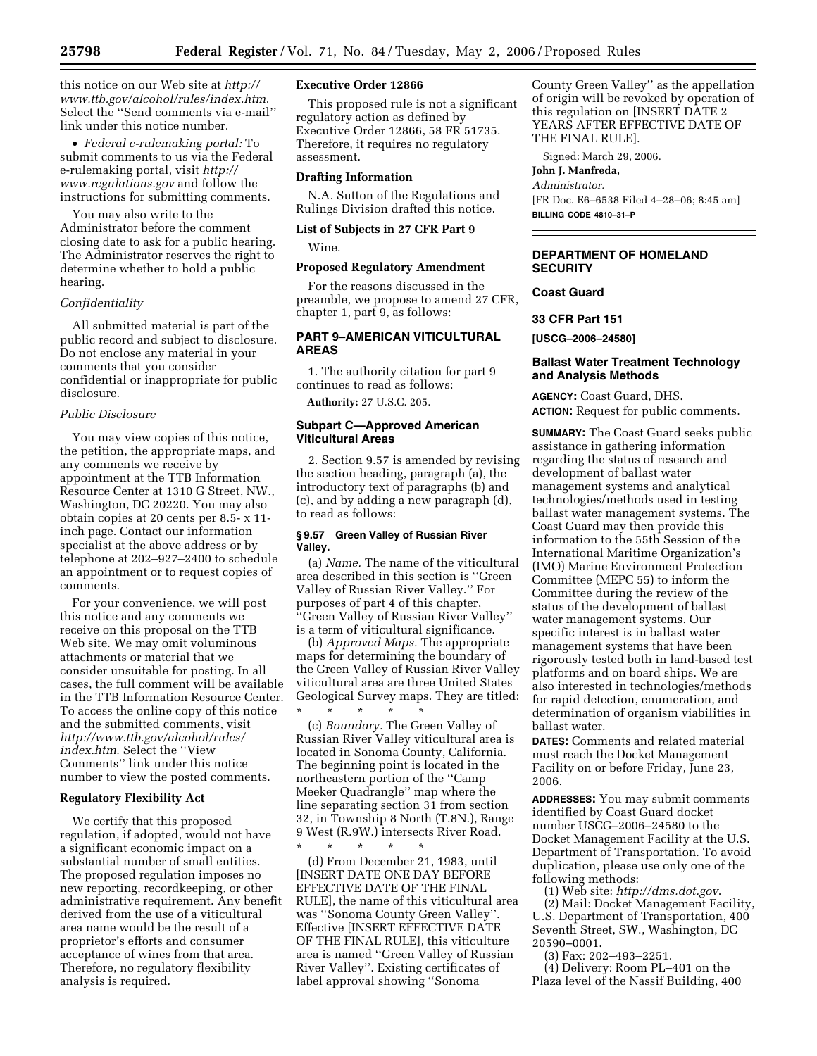this notice on our Web site at *http://www.ttb.gov/alcohol/rules/index.htm*. Select the ''Send comments via e-mail'' link under this notice number.

- *Federal e-rulemaking portal:* To submit comments to us via the Federal e-rulemaking portal, visit *http://www.regulations.gov* and follow the instructions for submitting comments.

You may also write to the Administrator before the comment closing date to ask for a public hearing. The Administrator reserves the right to determine whether to hold a public hearing.

*Confidentiality*

All submitted material is part of the public record and subject to disclosure. Do not enclose any material in your comments that you consider confidential or inappropriate for public disclosure.

*Public Disclosure*

You may view copies of this notice, the petition, the appropriate maps, and any comments we receive by appointment at the TTB Information Resource Center at 1310 G Street, NW., Washington, DC 20220. You may also obtain copies at 20 cents per 8.5- x 11-inch page. Contact our information specialist at the above address or by telephone at 202–927–2400 to schedule an appointment or to request copies of comments.

For your convenience, we will post this notice and any comments we receive on this proposal on the TTB Web site. We may omit voluminous attachments or material that we consider unsuitable for posting. In all cases, the full comment will be available in the TTB Information Resource Center. To access the online copy of this notice and the submitted comments, visit *http://www.ttb.gov/alcohol/rules/index.htm*. Select the ''View Comments'' link under this notice number to view the posted comments.

**Regulatory Flexibility Act**

We certify that this proposed regulation, if adopted, would not have a significant economic impact on a substantial number of small entities. The proposed regulation imposes no new reporting, recordkeeping, or other administrative requirement. Any benefit derived from the use of a viticultural area name would be the result of a proprietor's efforts and consumer acceptance of wines from that area. Therefore, no regulatory flexibility analysis is required.

**Executive Order 12866**

This proposed rule is not a significant regulatory action as defined by Executive Order 12866, 58 FR 51735. Therefore, it requires no regulatory assessment.

**Drafting Information**

N.A. Sutton of the Regulations and Rulings Division drafted this notice.

**List of Subjects in 27 CFR Part 9**

Wine.

**Proposed Regulatory Amendment**

For the reasons discussed in the preamble, we propose to amend 27 CFR, chapter 1, part 9, as follows:

**PART 9–AMERICAN VITICULTURAL AREAS**

1. The authority citation for part 9 continues to read as follows:

**Authority:** 27 U.S.C. 205.

**Subpart C—Approved American Viticultural Areas**

2. Section 9.57 is amended by revising the section heading, paragraph (a), the introductory text of paragraphs (b) and (c), and by adding a new paragraph (d), to read as follows:

**§ 9.57 Green Valley of Russian River Valley.**

(a) *Name.* The name of the viticultural area described in this section is ''Green Valley of Russian River Valley.'' For purposes of part 4 of this chapter, ''Green Valley of Russian River Valley'' is a term of viticultural significance.

(b) *Approved Maps.* The appropriate maps for determining the boundary of the Green Valley of Russian River Valley viticultural area are three United States Geological Survey maps. They are titled:

\* \* \* \* \*

(c) *Boundary.* The Green Valley of Russian River Valley viticultural area is located in Sonoma County, California. The beginning point is located in the northeastern portion of the ''Camp Meeker Quadrangle'' map where the line separating section 31 from section 32, in Township 8 North (T.8N.), Range 9 West (R.9W.) intersects River Road.

\* \* \* \* \*

(d) From December 21, 1983, until [INSERT DATE ONE DAY BEFORE EFFECTIVE DATE OF THE FINAL RULE], the name of this viticultural area was ''Sonoma County Green Valley''. Effective [INSERT EFFECTIVE DATE OF THE FINAL RULE], this viticulture area is named ''Green Valley of Russian River Valley''. Existing certificates of label approval showing ''Sonoma County Green Valley'' as the appellation of origin will be revoked by operation of this regulation on [INSERT DATE 2 YEARS AFTER EFFECTIVE DATE OF THE FINAL RULE].

Signed: March 29, 2006.

**John J. Manfreda,**

*Administrator.*

[FR Doc. E6–6538 Filed 4–28–06; 8:45 am]

**BILLING CODE 4810–31–P**

**DEPARTMENT OF HOMELAND SECURITY**

**Coast Guard**

**33 CFR Part 151**

**[USCG–2006–24580]**

**Ballast Water Treatment Technology and Analysis Methods**

**AGENCY:** Coast Guard, DHS.

**ACTION:** Request for public comments.

**SUMMARY:** The Coast Guard seeks public assistance in gathering information regarding the status of research and development of ballast water management systems and analytical technologies/methods used in testing ballast water management systems. The Coast Guard may then provide this information to the 55th Session of the International Maritime Organization's (IMO) Marine Environment Protection Committee (MEPC 55) to inform the Committee during the review of the status of the development of ballast water management systems. Our specific interest is in ballast water management systems that have been rigorously tested both in land-based test platforms and on board ships. We are also interested in technologies/methods for rapid detection, enumeration, and determination of organism viabilities in ballast water.

**DATES:** Comments and related material must reach the Docket Management Facility on or before Friday, June 23, 2006.

**ADDRESSES:** You may submit comments identified by Coast Guard docket number USCG–2006–24580 to the Docket Management Facility at the U.S. Department of Transportation. To avoid duplication, please use only one of the following methods:

(1) Web site: *http://dms.dot.gov*.

(2) Mail: Docket Management Facility, U.S. Department of Transportation, 400 Seventh Street, SW., Washington, DC 20590–0001.

(3) Fax: 202–493–2251.

(4) Delivery: Room PL–401 on the Plaza level of the Nassif Building, 400